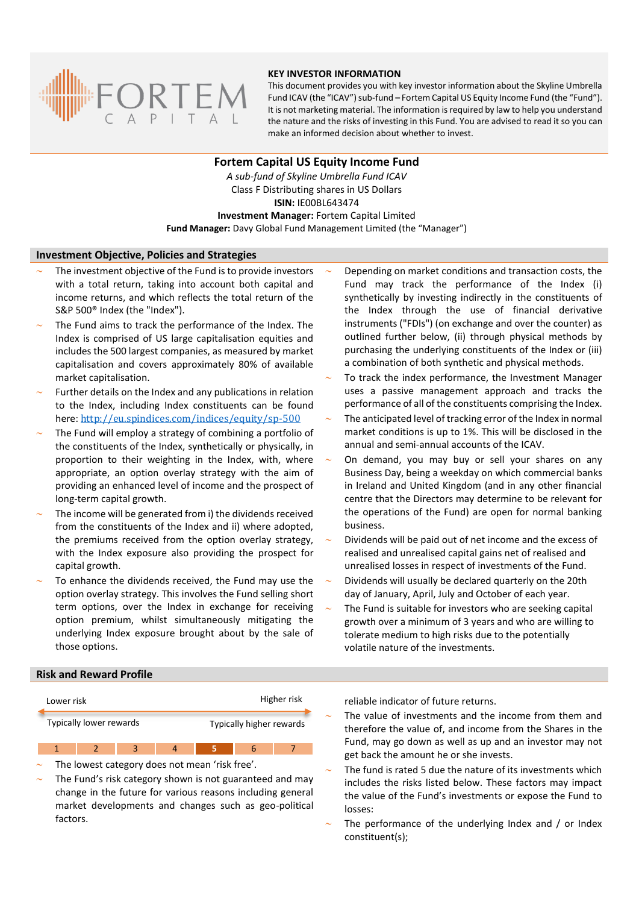FORTEM CAPITAL

**KEY INVESTOR INFORMATION**

This document provides you with key investor information about the Skyline Umbrella Fund ICAV (the "ICAV") sub-fund – Fortem Capital US Equity Income Fund (the "Fund"). It is not marketing material. The information is required by law to help you understand the nature and the risks of investing in this Fund. You are advised to read it so you can make an informed decision about whether to invest.

# Fortem Capital US Equity Income Fund

*A sub-fund of Skyline Umbrella Fund ICAV*

Class F Distributing shares in US Dollars

**ISIN:** IE00BL643474

**Investment Manager:** Fortem Capital Limited

**Fund Manager:** Davy Global Fund Management Limited (the "Manager")

## Investment Objective, Policies and Strategies

- The investment objective of the Fund is to provide investors with a total return, taking into account both capital and income returns, and which reflects the total return of the S&P 500® Index (the "Index").
- The Fund aims to track the performance of the Index. The Index is comprised of US large capitalisation equities and includes the 500 largest companies, as measured by market capitalisation and covers approximately 80% of available market capitalisation.
- Further details on the Index and any publications in relation to the Index, including Index constituents can be found here: http://eu.spindices.com/indices/equity/sp-500
- The Fund will employ a strategy of combining a portfolio of the constituents of the Index, synthetically or physically, in proportion to their weighting in the Index, with, where appropriate, an option overlay strategy with the aim of providing an enhanced level of income and the prospect of long-term capital growth.
- The income will be generated from i) the dividends received from the constituents of the Index and ii) where adopted, the premiums received from the option overlay strategy, with the Index exposure also providing the prospect for capital growth.
- To enhance the dividends received, the Fund may use the option overlay strategy. This involves the Fund selling short term options, over the Index in exchange for receiving option premium, whilst simultaneously mitigating the underlying Index exposure brought about by the sale of those options.
- Depending on market conditions and transaction costs, the Fund may track the performance of the Index (i) synthetically by investing indirectly in the constituents of the Index through the use of financial derivative instruments ("FDIs") (on exchange and over the counter) as outlined further below, (ii) through physical methods by purchasing the underlying constituents of the Index or (iii) a combination of both synthetic and physical methods.
- To track the index performance, the Investment Manager uses a passive management approach and tracks the performance of all of the constituents comprising the Index.
- The anticipated level of tracking error of the Index in normal market conditions is up to 1%. This will be disclosed in the annual and semi-annual accounts of the ICAV.
- On demand, you may buy or sell your shares on any Business Day, being a weekday on which commercial banks in Ireland and United Kingdom (and in any other financial centre that the Directors may determine to be relevant for the operations of the Fund) are open for normal banking business.
- Dividends will be paid out of net income and the excess of realised and unrealised capital gains net of realised and unrealised losses in respect of investments of the Fund.
- Dividends will usually be declared quarterly on the 20th day of January, April, July and October of each year.
- The Fund is suitable for investors who are seeking capital growth over a minimum of 3 years and who are willing to tolerate medium to high risks due to the potentially volatile nature of the investments.

## Risk and Reward Profile

| Lower risk | | | | | | Higher risk |
|---|---|---|---|---|---|---|
| Typically lower rewards | | | | | | Typically higher rewards |
| 1 | 2 | 3 | 4 | **5** | 6 | 7 |

- The lowest category does not mean 'risk free'.
- The Fund's risk category shown is not guaranteed and may change in the future for various reasons including general market developments and changes such as geo-political factors.

reliable indicator of future returns.

- The value of investments and the income from them and therefore the value of, and income from the Shares in the Fund, may go down as well as up and an investor may not get back the amount he or she invests.
- The fund is rated 5 due the nature of its investments which includes the risks listed below. These factors may impact the value of the Fund's investments or expose the Fund to losses:
- The performance of the underlying Index and / or Index constituent(s);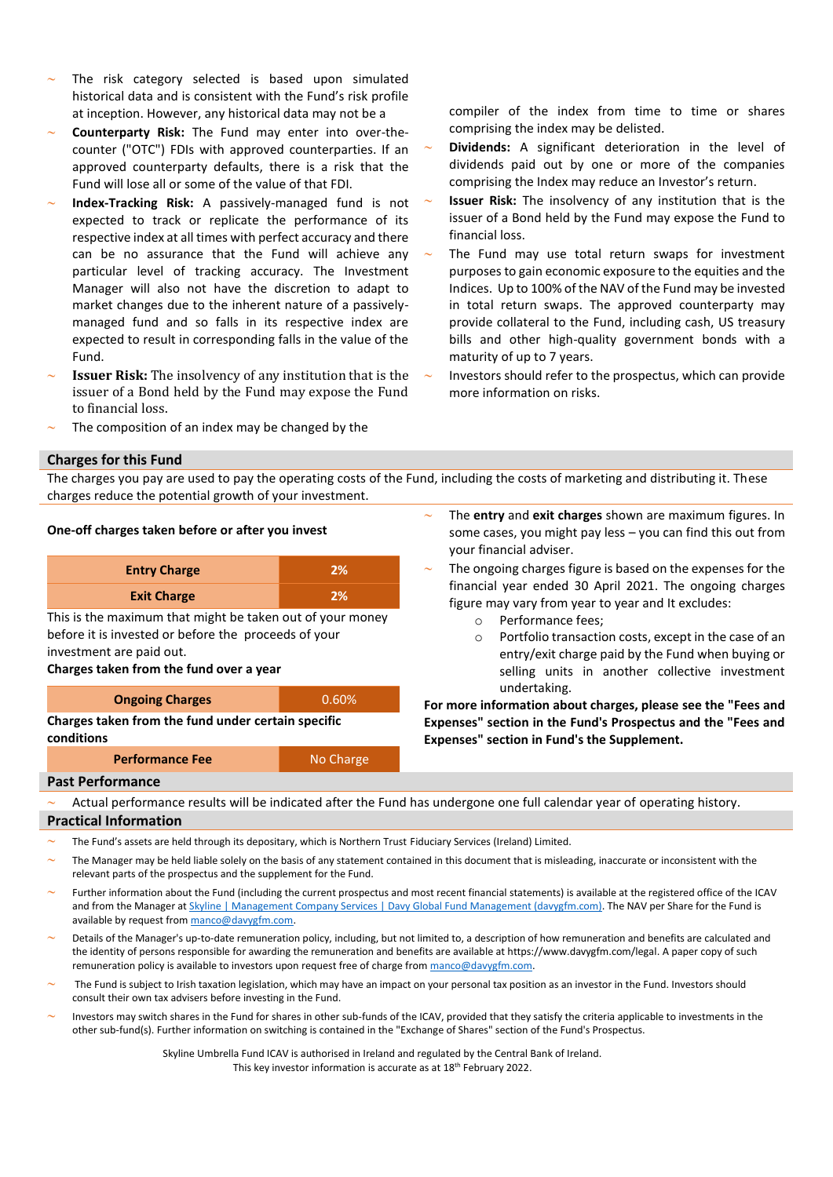- The risk category selected is based upon simulated historical data and is consistent with the Fund's risk profile at inception. However, any historical data may not be a
- **Counterparty Risk:** The Fund may enter into over-the-counter ("OTC") FDIs with approved counterparties. If an approved counterparty defaults, there is a risk that the Fund will lose all or some of the value of that FDI.
- **Index-Tracking Risk:** A passively-managed fund is not expected to track or replicate the performance of its respective index at all times with perfect accuracy and there can be no assurance that the Fund will achieve any particular level of tracking accuracy. The Investment Manager will also not have the discretion to adapt to market changes due to the inherent nature of a passively-managed fund and so falls in its respective index are expected to result in corresponding falls in the value of the Fund.
- **Issuer Risk:** The insolvency of any institution that is the issuer of a Bond held by the Fund may expose the Fund to financial loss.
- The composition of an index may be changed by the compiler of the index from time to time or shares comprising the index may be delisted.
- **Dividends:** A significant deterioration in the level of dividends paid out by one or more of the companies comprising the Index may reduce an Investor's return.
- **Issuer Risk:** The insolvency of any institution that is the issuer of a Bond held by the Fund may expose the Fund to financial loss.
- The Fund may use total return swaps for investment purposes to gain economic exposure to the equities and the Indices. Up to 100% of the NAV of the Fund may be invested in total return swaps. The approved counterparty may provide collateral to the Fund, including cash, US treasury bills and other high-quality government bonds with a maturity of up to 7 years.
- Investors should refer to the prospectus, which can provide more information on risks.

## Charges for this Fund

The charges you pay are used to pay the operating costs of the Fund, including the costs of marketing and distributing it. These charges reduce the potential growth of your investment.

**One-off charges taken before or after you invest**

| | |
|---|---|
| **Entry Charge** | **2%** |
| **Exit Charge** | **2%** |

This is the maximum that might be taken out of your money before it is invested or before the proceeds of your investment are paid out.

**Charges taken from the fund over a year**

| | |
|---|---|
| **Ongoing Charges** | 0.60% |

**Charges taken from the fund under certain specific conditions**

| | |
|---|---|
| **Performance Fee** | No Charge |

- The **entry** and **exit charges** shown are maximum figures. In some cases, you might pay less – you can find this out from your financial adviser.
- The ongoing charges figure is based on the expenses for the financial year ended 30 April 2021. The ongoing charges figure may vary from year to year and It excludes:
  - Performance fees;
  - Portfolio transaction costs, except in the case of an entry/exit charge paid by the Fund when buying or selling units in another collective investment undertaking.

**For more information about charges, please see the "Fees and Expenses" section in the Fund's Prospectus and the "Fees and Expenses" section in Fund's the Supplement.**

## Past Performance

- Actual performance results will be indicated after the Fund has undergone one full calendar year of operating history.

## Practical Information

- The Fund's assets are held through its depositary, which is Northern Trust Fiduciary Services (Ireland) Limited.
- The Manager may be held liable solely on the basis of any statement contained in this document that is misleading, inaccurate or inconsistent with the relevant parts of the prospectus and the supplement for the Fund.
- Further information about the Fund (including the current prospectus and most recent financial statements) is available at the registered office of the ICAV and from the Manager at Skyline | Management Company Services | Davy Global Fund Management (davygfm.com). The NAV per Share for the Fund is available by request from manco@davygfm.com.
- Details of the Manager's up-to-date remuneration policy, including, but not limited to, a description of how remuneration and benefits are calculated and the identity of persons responsible for awarding the remuneration and benefits are available at https://www.davygfm.com/legal. A paper copy of such remuneration policy is available to investors upon request free of charge from manco@davygfm.com.
- The Fund is subject to Irish taxation legislation, which may have an impact on your personal tax position as an investor in the Fund. Investors should consult their own tax advisers before investing in the Fund.
- Investors may switch shares in the Fund for shares in other sub-funds of the ICAV, provided that they satisfy the criteria applicable to investments in the other sub-fund(s). Further information on switching is contained in the "Exchange of Shares" section of the Fund's Prospectus.

Skyline Umbrella Fund ICAV is authorised in Ireland and regulated by the Central Bank of Ireland.
This key investor information is accurate as at 18th February 2022.